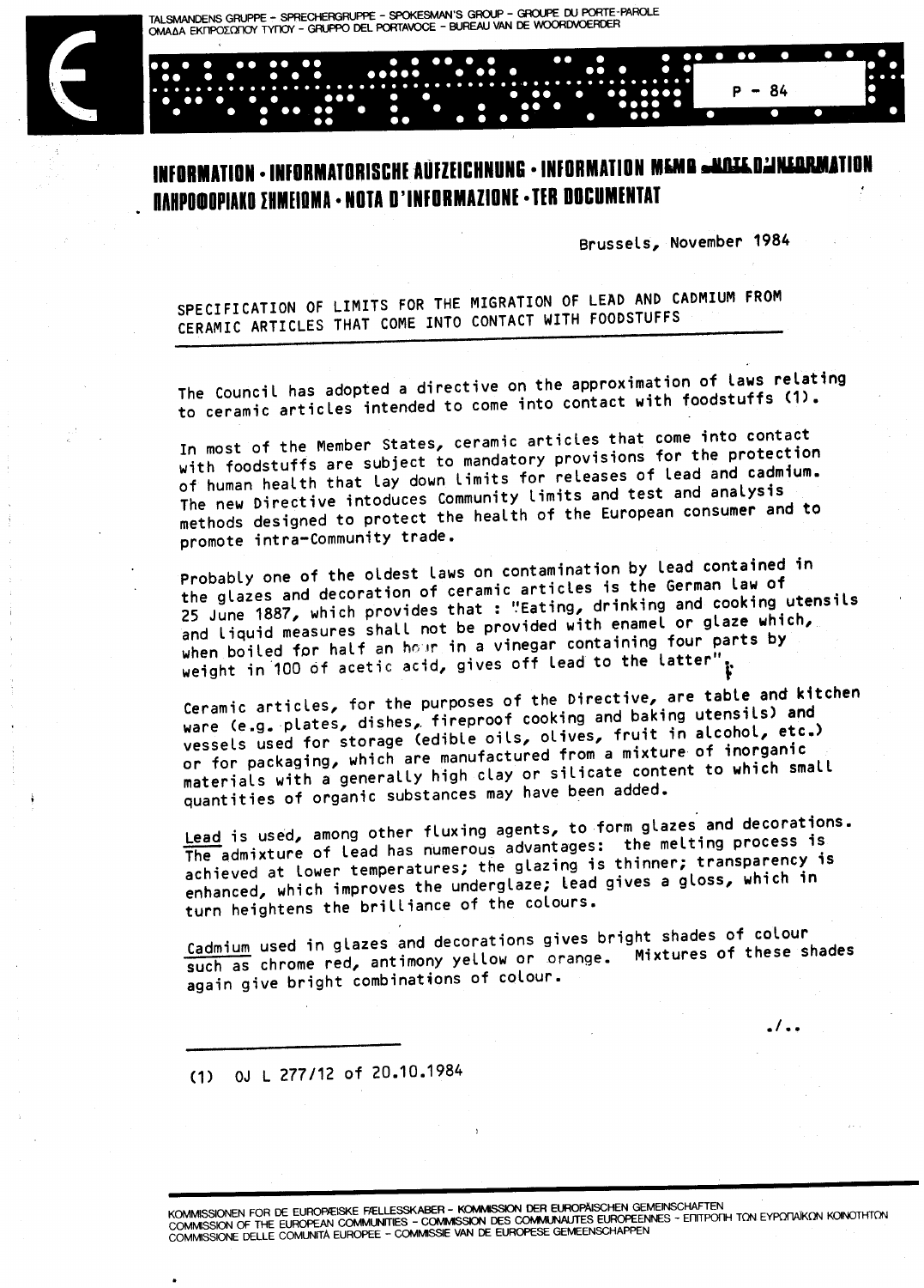TALSMANDENS GRUPPE - SPRECHERGRUPPE - SPOKESMAN'S GROUP - GROUPE DU PORTE-PAROLE
ΟΜΑΔΑ ΕΚΠΡΟΣΩΠΟΥ ΤΥΠΟΥ - GRUPPO DEL PORTAVOCE - BUREAU VAN DE WOORDVOERDER

P - 84

**INFORMATION · INFORMATORISCHE AUFZEICHNUNG · INFORMATION MEMO · NOTE D'INFORMATION**
**ΠΛΗΡΟΦΟΡΙΑΚΟ ΣΗΜΕΙΩΜΑ · NOTA D'INFORMAZIONE · TER DOCUMENTATIE**

Brussels, November 1984

## SPECIFICATION OF LIMITS FOR THE MIGRATION OF LEAD AND CADMIUM FROM CERAMIC ARTICLES THAT COME INTO CONTACT WITH FOODSTUFFS

The Council has adopted a directive on the approximation of laws relating to ceramic articles intended to come into contact with foodstuffs (1).

In most of the Member States, ceramic articles that come into contact with foodstuffs are subject to mandatory provisions for the protection of human health that lay down limits for releases of lead and cadmium. The new Directive intoduces Community limits and test and analysis methods designed to protect the health of the European consumer and to promote intra-Community trade.

Probably one of the oldest laws on contamination by lead contained in the glazes and decoration of ceramic articles is the German law of 25 June 1887, which provides that : "Eating, drinking and cooking utensils and liquid measures shall not be provided with enamel or glaze which, when boiled for half an hour in a vinegar containing four parts by weight in 100 of acetic acid, gives off lead to the latter".

Ceramic articles, for the purposes of the Directive, are table and kitchen ware (e.g. plates, dishes, fireproof cooking and baking utensils) and vessels used for storage (edible oils, olives, fruit in alcohol, etc.) or for packaging, which are manufactured from a mixture of inorganic materials with a generally high clay or silicate content to which small quantities of organic substances may have been added.

Lead is used, among other fluxing agents, to form glazes and decorations. The admixture of lead has numerous advantages: the melting process is achieved at lower temperatures; the glazing is thinner; transparency is enhanced, which improves the underglaze; lead gives a gloss, which in turn heightens the brilliance of the colours.

Cadmium used in glazes and decorations gives bright shades of colour such as chrome red, antimony yellow or orange. Mixtures of these shades again give bright combinations of colour.

./..

(1) OJ L 277/12 of 20.10.1984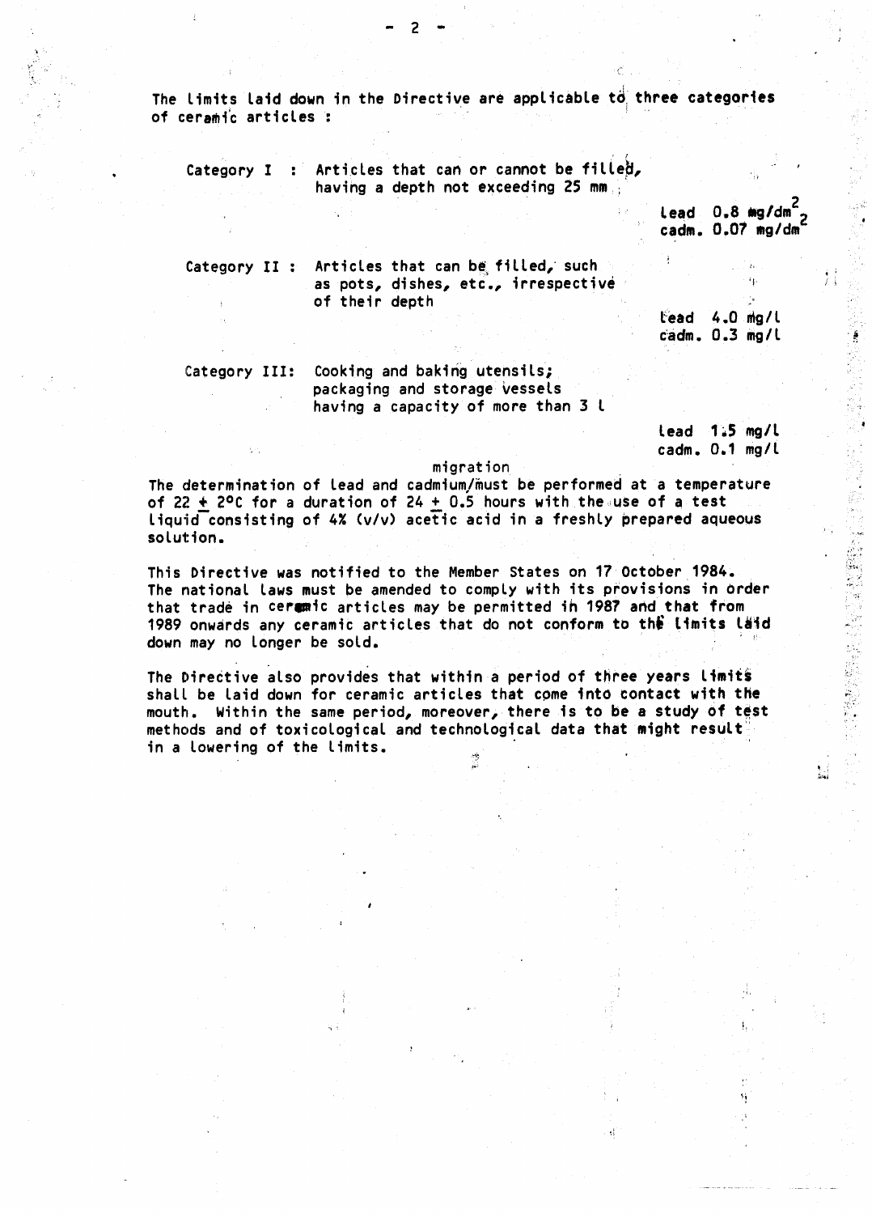The limits laid down in the Directive are applicable to three categories of ceramic articles :

| | | |
|---|---|---|
| Category I : | Articles that can or cannot be filled, having a depth not exceeding 25 mm | lead 0.8 $mg/dm^2$<br>cadm. 0.07 $mg/dm^2$ |
| Category II : | Articles that can be filled, such as pots, dishes, etc., irrespective of their depth | lead 4.0 mg/l<br>cadm. 0.3 mg/l |
| Category III: | Cooking and baking utensils; packaging and storage vessels having a capacity of more than 3 l | lead 1.5 mg/l<br>cadm. 0.1 mg/l |

The determination of lead and cadmium migration must be performed at a temperature of 22 ± 2°C for a duration of 24 ± 0.5 hours with the use of a test liquid consisting of 4% (v/v) acetic acid in a freshly prepared aqueous solution.

This Directive was notified to the Member States on 17 October 1984. The national laws must be amended to comply with its provisions in order that trade in ceramic articles may be permitted in 1987 and that from 1989 onwards any ceramic articles that do not conform to the limits laid down may no longer be sold.

The Directive also provides that within a period of three years limits shall be laid down for ceramic articles that come into contact with the mouth. Within the same period, moreover, there is to be a study of test methods and of toxicological and technological data that might result in a lowering of the limits.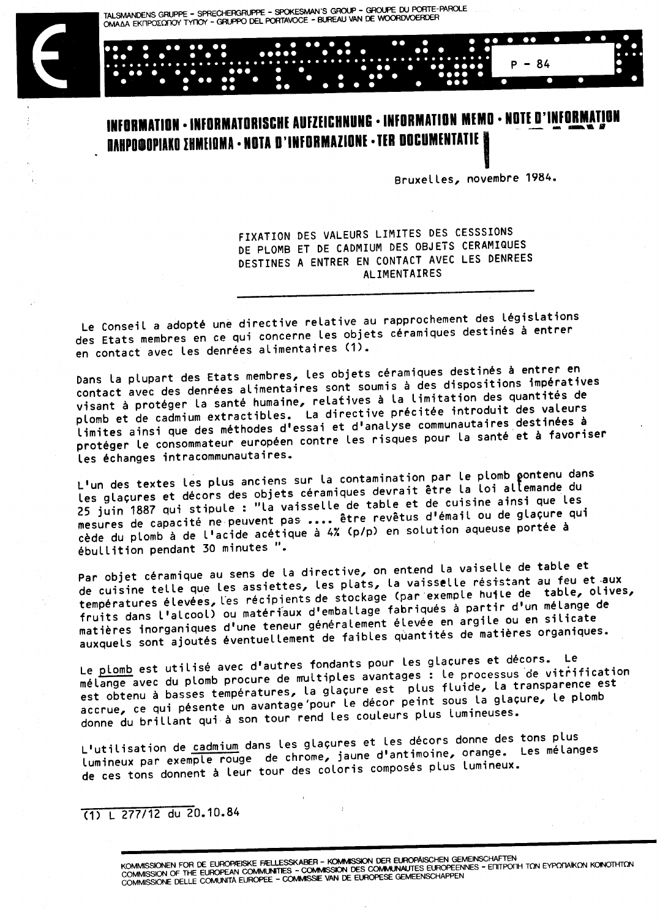TALSMANDENS GRUPPE - SPRECHERGRUPPE - SPOKESMAN'S GROUP - GROUPE DU PORTE-PAROLE
ΟΜΑΔΑ ΕΚΠΡΟΣΩΠΟΥ ΤΥΠΟΥ - GRUPPO DEL PORTAVOCE - BUREAU VAN DE WOORDVOERDER

P - 84

**INFORMATION · INFORMATORISCHE AUFZEICHNUNG · INFORMATION MEMO · NOTE D'INFORMATION**
**ΠΛΗΡΟΦΟΡΙΑΚΟ ΣΗΜΕΙΩΜΑ · NOTA D'INFORMAZIONE · TER DOCUMENTATIE**

Bruxelles, novembre 1984.

## FIXATION DES VALEURS LIMITES DES CESSSIONS DE PLOMB ET DE CADMIUM DES OBJETS CERAMIQUES DESTINES A ENTRER EN CONTACT AVEC LES DENREES ALIMENTAIRES

Le Conseil a adopté une directive relative au rapprochement des législations des Etats membres en ce qui concerne les objets céramiques destinés à entrer en contact avec les denrées alimentaires (1).

Dans la plupart des Etats membres, les objets céramiques destinés à entrer en contact avec des denrées alimentaires sont soumis à des dispositions impératives visant à protéger la santé humaine, relatives à la limitation des quantités de plomb et de cadmium extractibles. La directive précitée introduit des valeurs limites ainsi que des méthodes d'essai et d'analyse communautaires destinées à protéger le consommateur européen contre les risques pour la santé et à favoriser les échanges intracommunautaires.

L'un des textes les plus anciens sur la contamination par le plomb contenu dans les glaçures et décors des objets céramiques devrait être la loi allemande du 25 juin 1887 qui stipule : "la vaisselle de table et de cuisine ainsi que les mesures de capacité ne peuvent pas .... être revêtus d'émail ou de glaçure qui cède du plomb à de l'acide acétique à 4% (p/p) en solution aqueuse portée à ébullition pendant 30 minutes ".

Par objet céramique au sens de la directive, on entend la vaiselle de table et de cuisine telle que les assiettes, les plats, la vaisselle résistant au feu et aux températures élevées, les récipients de stockage (par exemple huile de table, olives, fruits dans l'alcool) ou matériaux d'emballage fabriqués à partir d'un mélange de matières inorganiques d'une teneur généralement élevée en argile ou en silicate auxquels sont ajoutés éventuellement de faibles quantités de matières organiques.

Le plomb est utilisé avec d'autres fondants pour les glaçures et décors. Le mélange avec du plomb procure de multiples avantages : le processus de vitrification est obtenu à basses températures, la glaçure est plus fluide, la transparence est accrue, ce qui présente un avantage pour le décor peint sous la glaçure, le plomb donne du brillant qui à son tour rend les couleurs plus lumineuses.

L'utilisation de cadmium dans les glaçures et les décors donne des tons plus lumineux par exemple rouge de chrome, jaune d'antimoine, orange. Les mélanges de ces tons donnent à leur tour des coloris composés plus lumineux.

---

(1) L 277/12 du 20.10.84

KOMMISSIONEN FOR DE EUROPÆISKE FÆLLESSKABER - KOMMISSION DER EUROPÄISCHEN GEMEINSCHAFTEN
COMMISSION OF THE EUROPEAN COMMUNITIES - COMMISSION DES COMMUNAUTES EUROPEENNES - ΕΠΙΤΡΟΠΗ ΤΩΝ ΕΥΡΩΠΑΪΚΩΝ ΚΟΙΝΟΤΗΤΩΝ
COMMISSIONE DELLE COMUNITÀ EUROPEE - COMMISSIE VAN DE EUROPESE GEMEENSCHAPPEN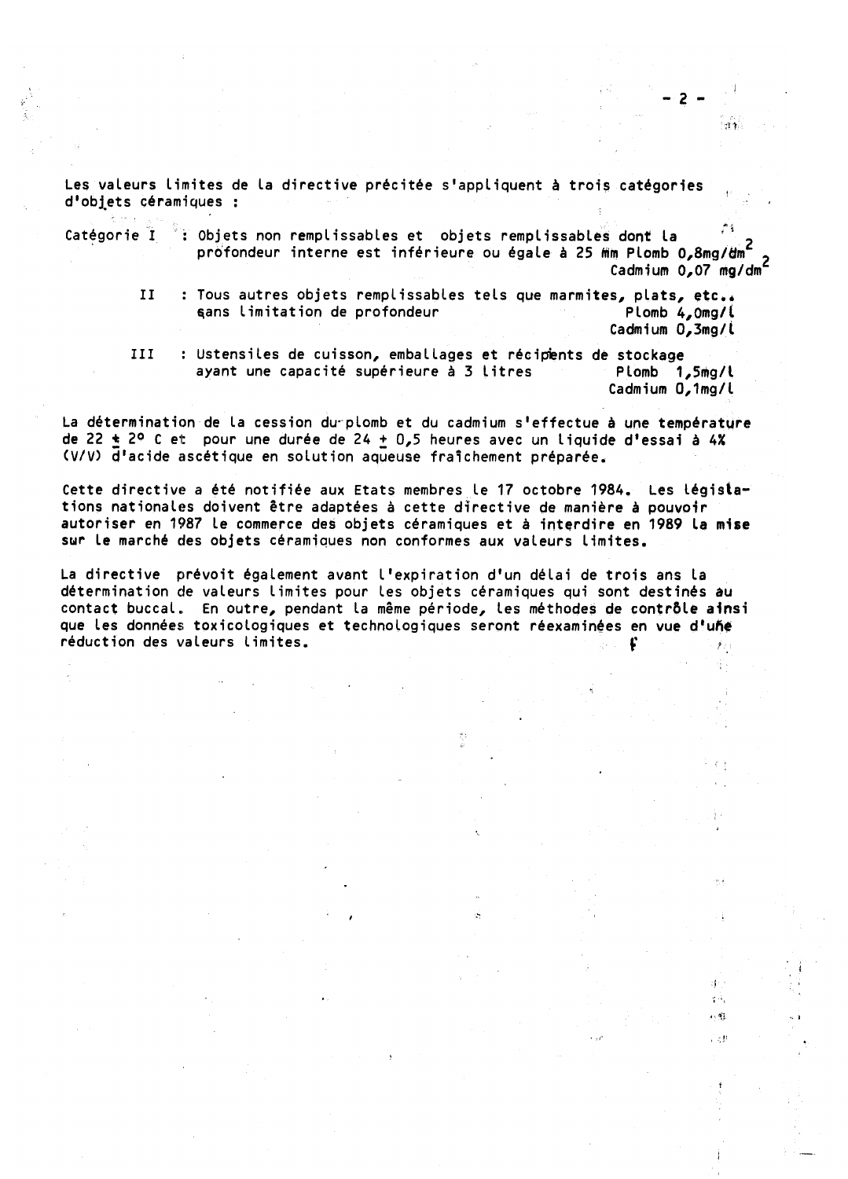Les valeurs limites de la directive précitée s'appliquent à trois catégories d'objets céramiques :

| | | |
|---|---|---|
| Catégorie I | : Objets non remplissables et objets remplissables dont la profondeur interne est inférieure ou égale à 25 mm | Plomb 0,8mg/$dm^2$<br>Cadmium 0,07 mg/$dm^2$ |
| II | : Tous autres objets remplissables tels que marmites, plats, etc.. sans limitation de profondeur | Plomb 4,0mg/l<br>Cadmium 0,3mg/l |
| III | : Ustensiles de cuisson, emballages et récipients de stockage ayant une capacité supérieure à 3 litres | Plomb 1,5mg/l<br>Cadmium 0,1mg/l |

La détermination de la cession du plomb et du cadmium s'effectue à une température de 22 ± 2° C et pour une durée de 24 ± 0,5 heures avec un liquide d'essai à 4% (V/V) d'acide ascétique en solution aqueuse fraîchement préparée.

Cette directive a été notifiée aux Etats membres le 17 octobre 1984. Les législations nationales doivent être adaptées à cette directive de manière à pouvoir autoriser en 1987 le commerce des objets céramiques et à interdire en 1989 la mise sur le marché des objets céramiques non conformes aux valeurs limites.

La directive prévoit également avant l'expiration d'un délai de trois ans la détermination de valeurs limites pour les objets céramiques qui sont destinés au contact buccal. En outre, pendant la même période, les méthodes de contrôle ainsi que les données toxicologiques et technologiques seront réexaminées en vue d'une réduction des valeurs limites.